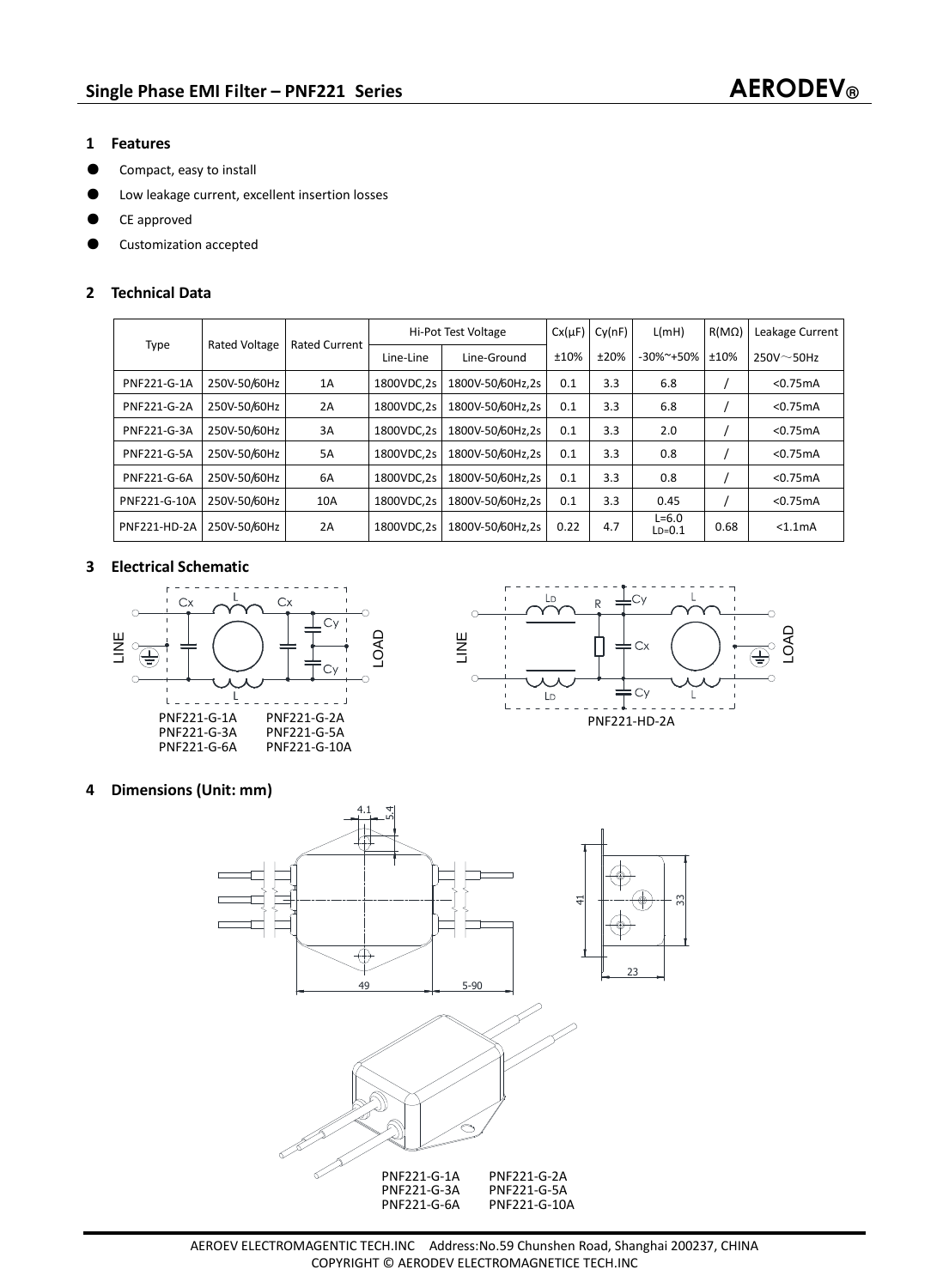## Single Phase EMI Filter – PNF221 Series

**AERODEV®**

### 1 Features

- Compact, easy to install
- Low leakage current, excellent insertion losses
- CE approved
- Customization accepted

### 2 Technical Data

| Type | Rated Voltage | Rated Current | Hi-Pot Test Voltage | | Cx(μF) | Cy(nF) | L(mH) | R(MΩ) | Leakage Current |
|---|---|---|---|---|---|---|---|---|---|
| | | | Line-Line | Line-Ground | ±10% | ±20% | -30%~+50% | ±10% | 250V～50Hz |
| PNF221-G-1A | 250V-50/60Hz | 1A | 1800VDC,2s | 1800V-50/60Hz,2s | 0.1 | 3.3 | 6.8 | / | <0.75mA |
| PNF221-G-2A | 250V-50/60Hz | 2A | 1800VDC,2s | 1800V-50/60Hz,2s | 0.1 | 3.3 | 6.8 | / | <0.75mA |
| PNF221-G-3A | 250V-50/60Hz | 3A | 1800VDC,2s | 1800V-50/60Hz,2s | 0.1 | 3.3 | 2.0 | / | <0.75mA |
| PNF221-G-5A | 250V-50/60Hz | 5A | 1800VDC,2s | 1800V-50/60Hz,2s | 0.1 | 3.3 | 0.8 | / | <0.75mA |
| PNF221-G-6A | 250V-50/60Hz | 6A | 1800VDC,2s | 1800V-50/60Hz,2s | 0.1 | 3.3 | 0.8 | / | <0.75mA |
| PNF221-G-10A | 250V-50/60Hz | 10A | 1800VDC,2s | 1800V-50/60Hz,2s | 0.1 | 3.3 | 0.45 | / | <0.75mA |
| PNF221-HD-2A | 250V-50/60Hz | 2A | 1800VDC,2s | 1800V-50/60Hz,2s | 0.22 | 4.7 | L=6.0 LD=0.1 | 0.68 | <1.1mA |

### 3 Electrical Schematic

PNF221-G-1A PNF221-G-2A
PNF221-G-3A PNF221-G-5A
PNF221-G-6A PNF221-G-10A

PNF221-HD-2A

### 4 Dimensions (Unit: mm)

PNF221-G-1A PNF221-G-2A
PNF221-G-3A PNF221-G-5A
PNF221-G-6A PNF221-G-10A

AEROEV ELECTROMAGENTIC TECH.INC Address:No.59 Chunshen Road, Shanghai 200237, CHINA
COPYRIGHT © AERODEV ELECTROMAGNETICE TECH.INC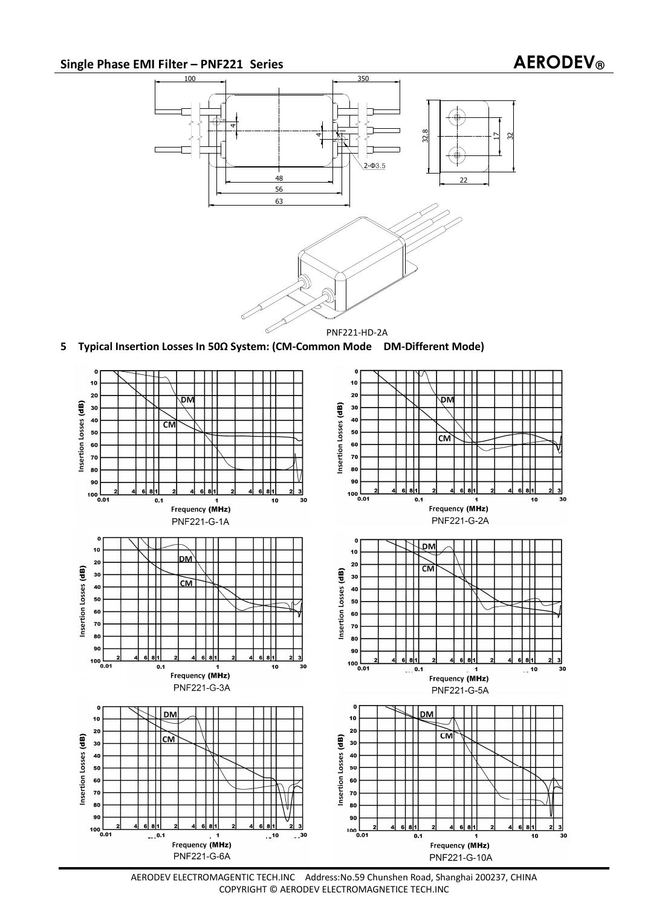PNF221-HD-2A

## 5 Typical Insertion Losses In 50Ω System: (CM-Common Mode DM-Different Mode)

PNF221-G-1A

PNF221-G-2A

PNF221-G-3A

PNF221-G-5A

PNF221-G-6A

PNF221-G-10A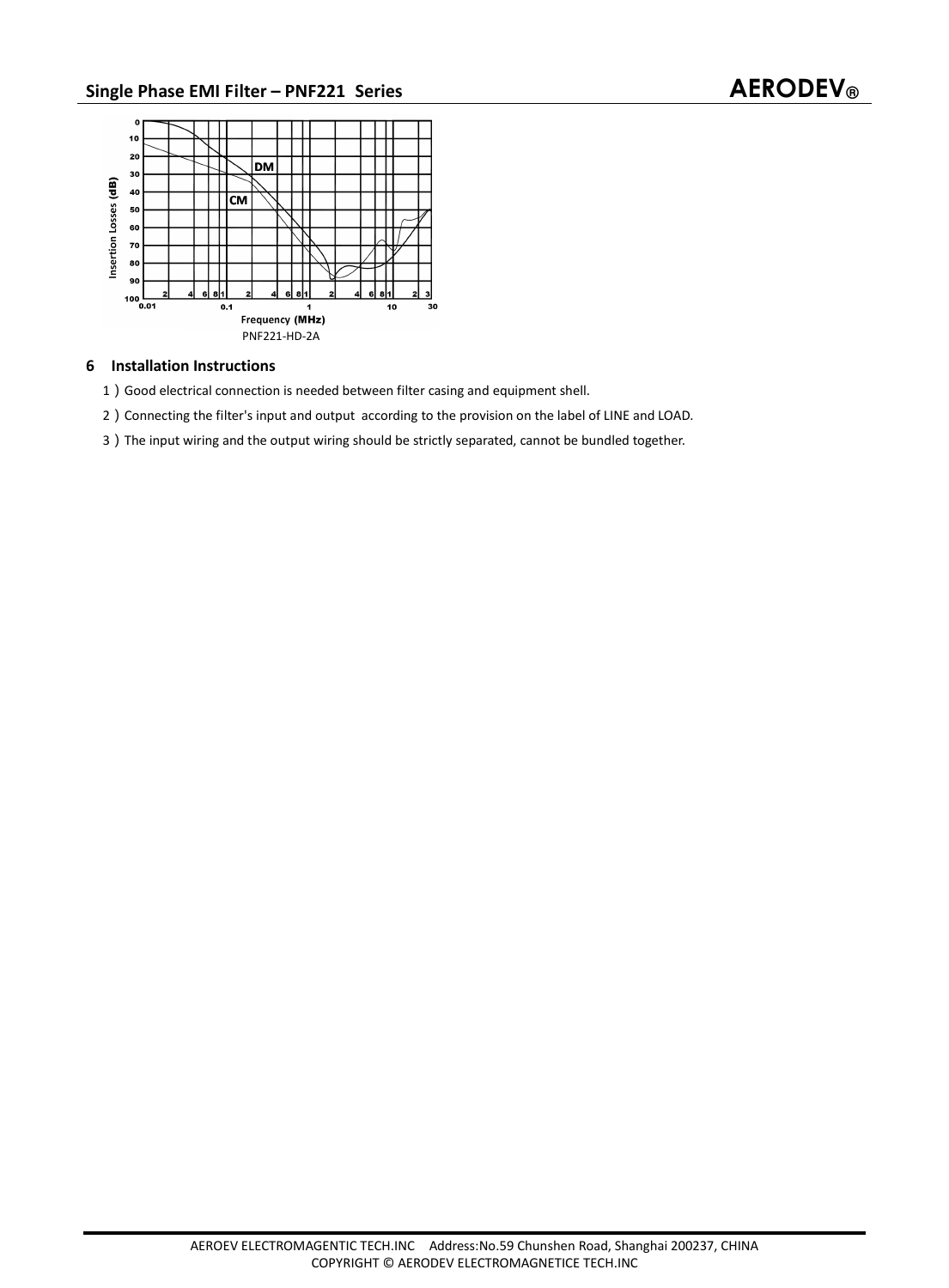Insertion Losses (dB)

0
10
20
30
40
50
60
70
80
90
100

DM

CM

0.01 2 4 6 8 1 0.1 2 4 6 8 1 1 2 4 6 8 1 10 2 3 30

Frequency (MHz)

PNF221-HD-2A

## 6 Installation Instructions

1）Good electrical connection is needed between filter casing and equipment shell.

2）Connecting the filter's input and output according to the provision on the label of LINE and LOAD.

3）The input wiring and the output wiring should be strictly separated, cannot be bundled together.